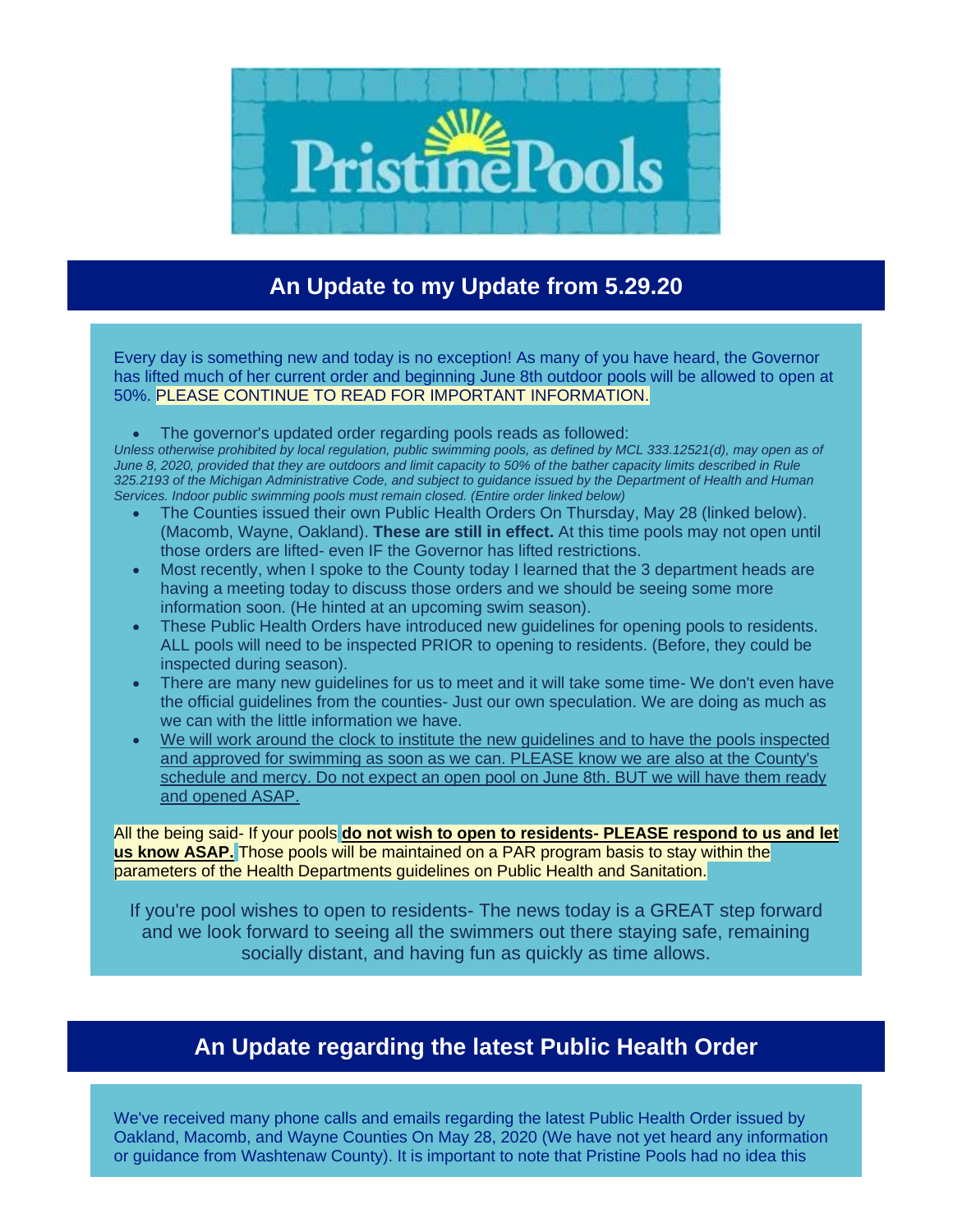PristinePools

## An Update to my Update from 5.29.20

Every day is something new and today is no exception! As many of you have heard, the Governor has lifted much of her current order and beginning June 8th outdoor pools will be allowed to open at 50%. PLEASE CONTINUE TO READ FOR IMPORTANT INFORMATION.

- The governor's updated order regarding pools reads as followed:

*Unless otherwise prohibited by local regulation, public swimming pools, as defined by MCL 333.12521(d), may open as of June 8, 2020, provided that they are outdoors and limit capacity to 50% of the bather capacity limits described in Rule 325.2193 of the Michigan Administrative Code, and subject to guidance issued by the Department of Health and Human Services. Indoor public swimming pools must remain closed. (Entire order linked below)*

- The Counties issued their own Public Health Orders On Thursday, May 28 (linked below). (Macomb, Wayne, Oakland). **These are still in effect.** At this time pools may not open until those orders are lifted- even IF the Governor has lifted restrictions.
- Most recently, when I spoke to the County today I learned that the 3 department heads are having a meeting today to discuss those orders and we should be seeing some more information soon. (He hinted at an upcoming swim season).
- These Public Health Orders have introduced new guidelines for opening pools to residents. ALL pools will need to be inspected PRIOR to opening to residents. (Before, they could be inspected during season).
- There are many new guidelines for us to meet and it will take some time- We don't even have the official guidelines from the counties- Just our own speculation. We are doing as much as we can with the little information we have.
- We will work around the clock to institute the new guidelines and to have the pools inspected and approved for swimming as soon as we can. PLEASE know we are also at the County's schedule and mercy. Do not expect an open pool on June 8th. BUT we will have them ready and opened ASAP.

All the being said- If your pools **do not wish to open to residents- PLEASE respond to us and let us know ASAP.** Those pools will be maintained on a PAR program basis to stay within the parameters of the Health Departments guidelines on Public Health and Sanitation.

If you're pool wishes to open to residents- The news today is a GREAT step forward and we look forward to seeing all the swimmers out there staying safe, remaining socially distant, and having fun as quickly as time allows.

## An Update regarding the latest Public Health Order

We've received many phone calls and emails regarding the latest Public Health Order issued by Oakland, Macomb, and Wayne Counties On May 28, 2020 (We have not yet heard any information or guidance from Washtenaw County). It is important to note that Pristine Pools had no idea this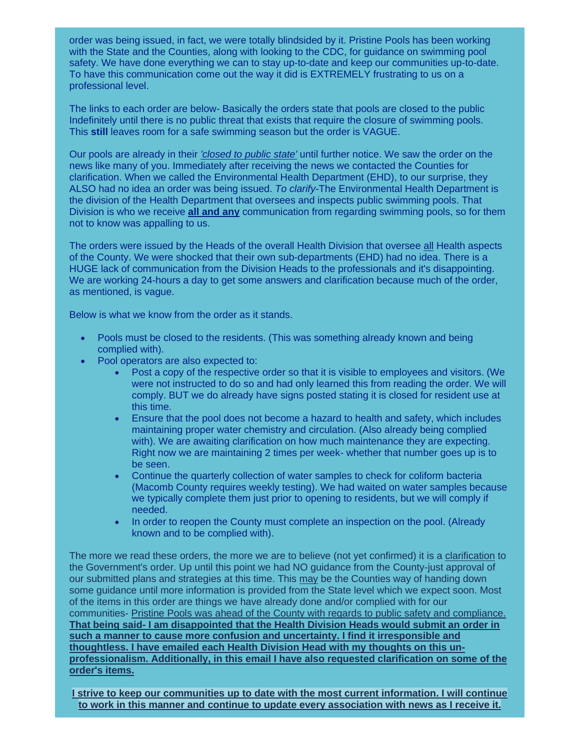order was being issued, in fact, we were totally blindsided by it. Pristine Pools has been working with the State and the Counties, along with looking to the CDC, for guidance on swimming pool safety. We have done everything we can to stay up-to-date and keep our communities up-to-date. To have this communication come out the way it did is EXTREMELY frustrating to us on a professional level.

The links to each order are below- Basically the orders state that pools are closed to the public Indefinitely until there is no public threat that exists that require the closure of swimming pools. This **still** leaves room for a safe swimming season but the order is VAGUE.

Our pools are already in their *'closed to public state'* until further notice. We saw the order on the news like many of you. Immediately after receiving the news we contacted the Counties for clarification. When we called the Environmental Health Department (EHD), to our surprise, they ALSO had no idea an order was being issued. *To clarify*-The Environmental Health Department is the division of the Health Department that oversees and inspects public swimming pools. That Division is who we receive **all and any** communication from regarding swimming pools, so for them not to know was appalling to us.

The orders were issued by the Heads of the overall Health Division that oversee all Health aspects of the County. We were shocked that their own sub-departments (EHD) had no idea. There is a HUGE lack of communication from the Division Heads to the professionals and it's disappointing. We are working 24-hours a day to get some answers and clarification because much of the order, as mentioned, is vague.

Below is what we know from the order as it stands.

- Pools must be closed to the residents. (This was something already known and being complied with).
- Pool operators are also expected to:
  - Post a copy of the respective order so that it is visible to employees and visitors. (We were not instructed to do so and had only learned this from reading the order. We will comply. BUT we do already have signs posted stating it is closed for resident use at this time.
  - Ensure that the pool does not become a hazard to health and safety, which includes maintaining proper water chemistry and circulation. (Also already being complied with). We are awaiting clarification on how much maintenance they are expecting. Right now we are maintaining 2 times per week- whether that number goes up is to be seen.
  - Continue the quarterly collection of water samples to check for coliform bacteria (Macomb County requires weekly testing). We had waited on water samples because we typically complete them just prior to opening to residents, but we will comply if needed.
  - In order to reopen the County must complete an inspection on the pool. (Already known and to be complied with).

The more we read these orders, the more we are to believe (not yet confirmed) it is a clarification to the Government's order. Up until this point we had NO guidance from the County-just approval of our submitted plans and strategies at this time. This may be the Counties way of handing down some guidance until more information is provided from the State level which we expect soon. Most of the items in this order are things we have already done and/or complied with for our communities- Pristine Pools was ahead of the County with regards to public safety and compliance. **That being said- I am disappointed that the Health Division Heads would submit an order in such a manner to cause more confusion and uncertainty. I find it irresponsible and thoughtless. I have emailed each Health Division Head with my thoughts on this un-professionalism. Additionally, in this email I have also requested clarification on some of the order's items.**

**I strive to keep our communities up to date with the most current information. I will continue to work in this manner and continue to update every association with news as I receive it.**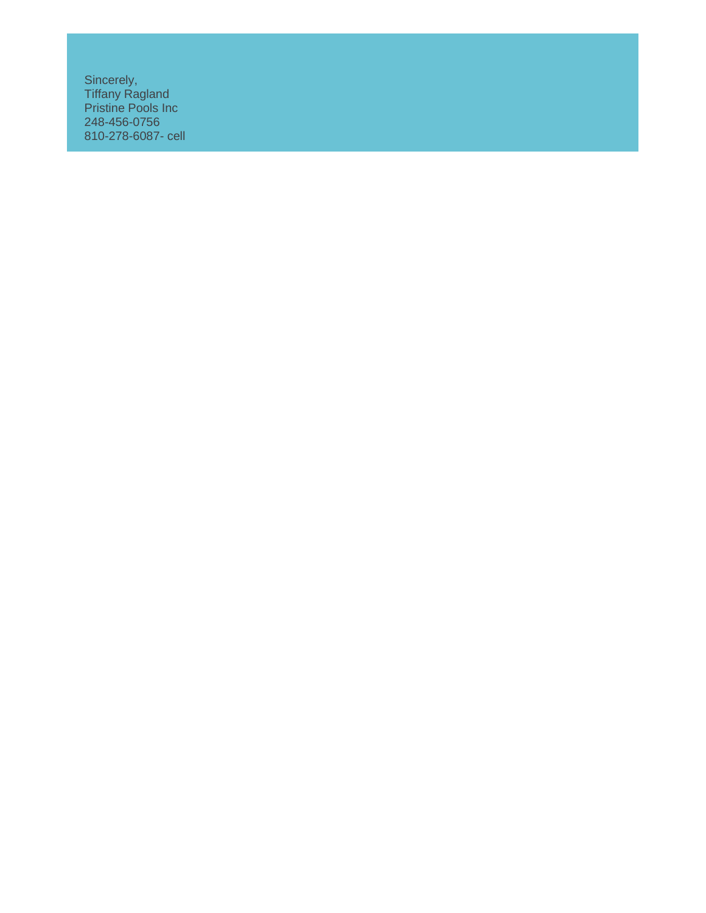Sincerely,
Tiffany Ragland
Pristine Pools Inc
248-456-0756
810-278-6087- cell